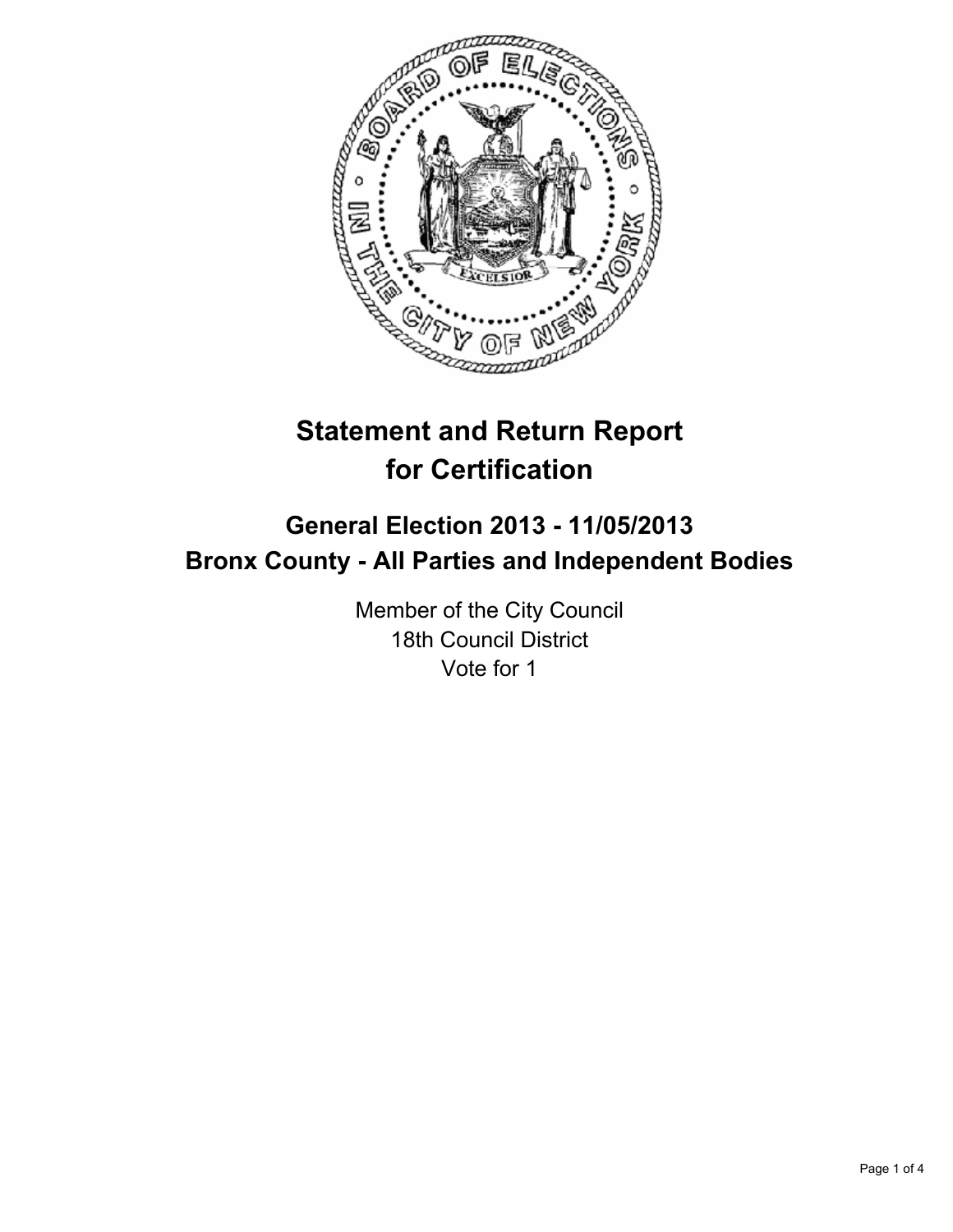# Statement and Return Report for Certification

## General Election 2013 - 11/05/2013
## Bronx County - All Parties and Independent Bodies

Member of the City Council
18th Council District
Vote for 1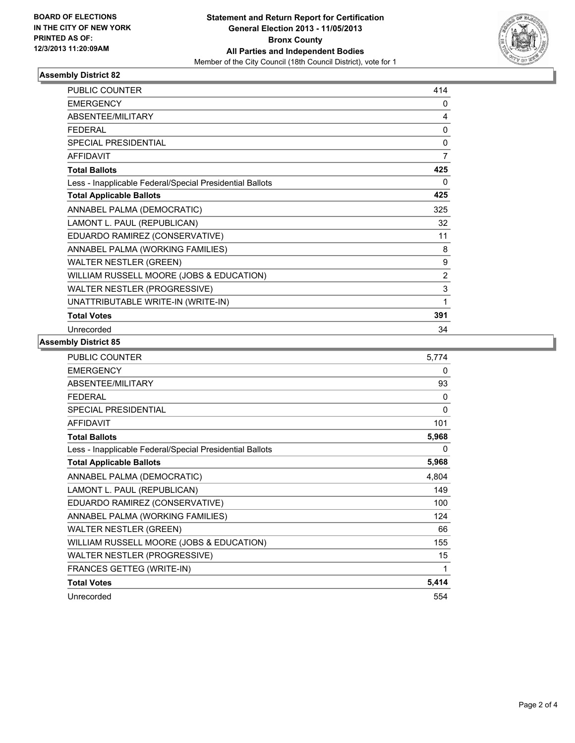**BOARD OF ELECTIONS IN THE CITY OF NEW YORK PRINTED AS OF: 12/3/2013 11:20:09AM**

**Statement and Return Report for Certification**
**General Election 2013 - 11/05/2013**
**Bronx County**
**All Parties and Independent Bodies**
Member of the City Council (18th Council District), vote for 1

### Assembly District 82

| | |
|---|---|
| PUBLIC COUNTER | 414 |
| EMERGENCY | 0 |
| ABSENTEE/MILITARY | 4 |
| FEDERAL | 0 |
| SPECIAL PRESIDENTIAL | 0 |
| AFFIDAVIT | 7 |
| **Total Ballots** | **425** |
| Less - Inapplicable Federal/Special Presidential Ballots | 0 |
| **Total Applicable Ballots** | **425** |
| ANNABEL PALMA (DEMOCRATIC) | 325 |
| LAMONT L. PAUL (REPUBLICAN) | 32 |
| EDUARDO RAMIREZ (CONSERVATIVE) | 11 |
| ANNABEL PALMA (WORKING FAMILIES) | 8 |
| WALTER NESTLER (GREEN) | 9 |
| WILLIAM RUSSELL MOORE (JOBS & EDUCATION) | 2 |
| WALTER NESTLER (PROGRESSIVE) | 3 |
| UNATTRIBUTABLE WRITE-IN (WRITE-IN) | 1 |
| **Total Votes** | **391** |
| Unrecorded | 34 |

### Assembly District 85

| | |
|---|---|
| PUBLIC COUNTER | 5,774 |
| EMERGENCY | 0 |
| ABSENTEE/MILITARY | 93 |
| FEDERAL | 0 |
| SPECIAL PRESIDENTIAL | 0 |
| AFFIDAVIT | 101 |
| **Total Ballots** | **5,968** |
| Less - Inapplicable Federal/Special Presidential Ballots | 0 |
| **Total Applicable Ballots** | **5,968** |
| ANNABEL PALMA (DEMOCRATIC) | 4,804 |
| LAMONT L. PAUL (REPUBLICAN) | 149 |
| EDUARDO RAMIREZ (CONSERVATIVE) | 100 |
| ANNABEL PALMA (WORKING FAMILIES) | 124 |
| WALTER NESTLER (GREEN) | 66 |
| WILLIAM RUSSELL MOORE (JOBS & EDUCATION) | 155 |
| WALTER NESTLER (PROGRESSIVE) | 15 |
| FRANCES GETTEG (WRITE-IN) | 1 |
| **Total Votes** | **5,414** |
| Unrecorded | 554 |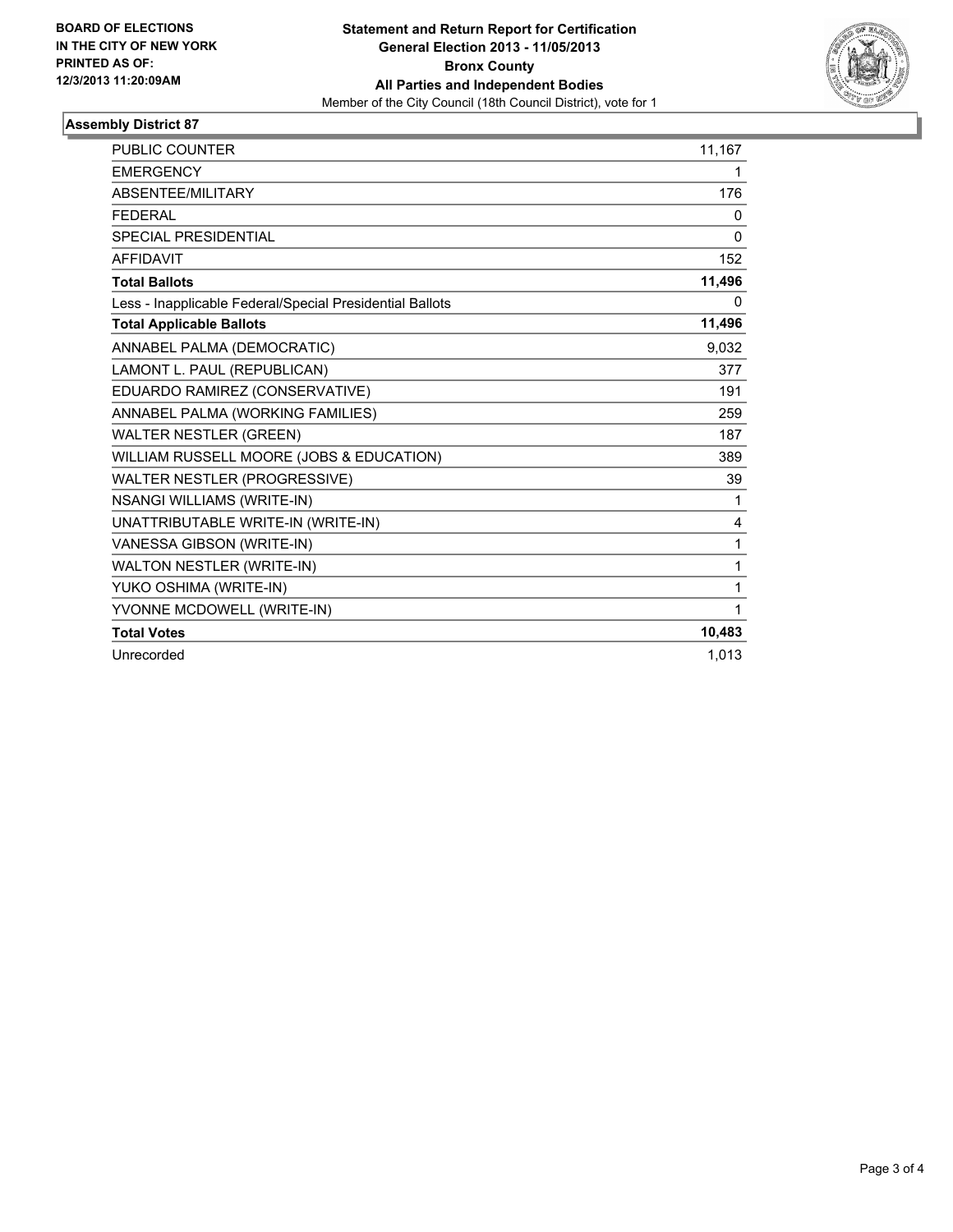**BOARD OF ELECTIONS IN THE CITY OF NEW YORK PRINTED AS OF: 12/3/2013 11:20:09AM**

**Statement and Return Report for Certification General Election 2013 - 11/05/2013 Bronx County All Parties and Independent Bodies**
Member of the City Council (18th Council District), vote for 1

### Assembly District 87

| | |
|---|---|
| PUBLIC COUNTER | 11,167 |
| EMERGENCY | 1 |
| ABSENTEE/MILITARY | 176 |
| FEDERAL | 0 |
| SPECIAL PRESIDENTIAL | 0 |
| AFFIDAVIT | 152 |
| **Total Ballots** | **11,496** |
| Less - Inapplicable Federal/Special Presidential Ballots | 0 |
| **Total Applicable Ballots** | **11,496** |
| ANNABEL PALMA (DEMOCRATIC) | 9,032 |
| LAMONT L. PAUL (REPUBLICAN) | 377 |
| EDUARDO RAMIREZ (CONSERVATIVE) | 191 |
| ANNABEL PALMA (WORKING FAMILIES) | 259 |
| WALTER NESTLER (GREEN) | 187 |
| WILLIAM RUSSELL MOORE (JOBS & EDUCATION) | 389 |
| WALTER NESTLER (PROGRESSIVE) | 39 |
| NSANGI WILLIAMS (WRITE-IN) | 1 |
| UNATTRIBUTABLE WRITE-IN (WRITE-IN) | 4 |
| VANESSA GIBSON (WRITE-IN) | 1 |
| WALTON NESTLER (WRITE-IN) | 1 |
| YUKO OSHIMA (WRITE-IN) | 1 |
| YVONNE MCDOWELL (WRITE-IN) | 1 |
| **Total Votes** | **10,483** |
| Unrecorded | 1,013 |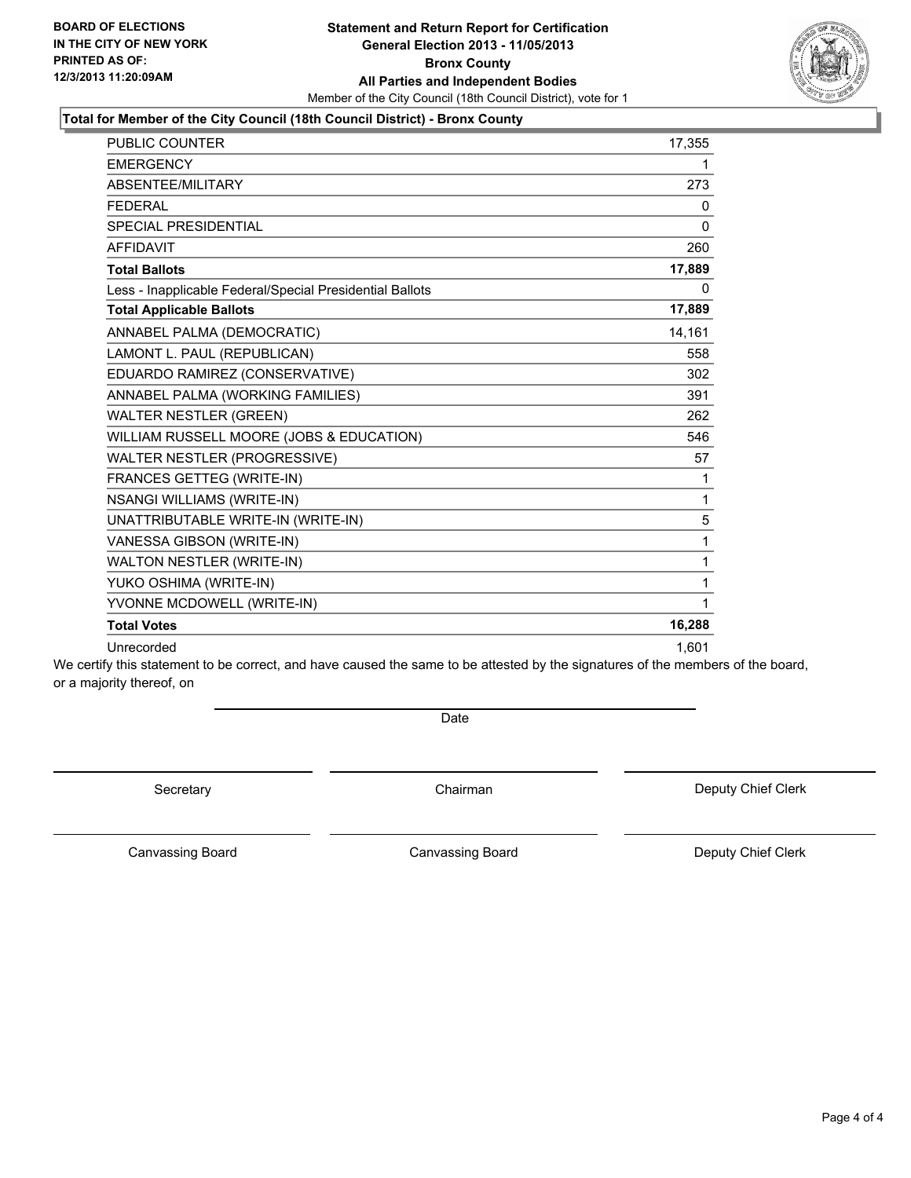**BOARD OF ELECTIONS IN THE CITY OF NEW YORK PRINTED AS OF: 12/3/2013 11:20:09AM**

**Statement and Return Report for Certification**
**General Election 2013 - 11/05/2013**
**Bronx County**
**All Parties and Independent Bodies**
Member of the City Council (18th Council District), vote for 1

**Total for Member of the City Council (18th Council District) - Bronx County**

| | |
|---|---|
| PUBLIC COUNTER | 17,355 |
| EMERGENCY | 1 |
| ABSENTEE/MILITARY | 273 |
| FEDERAL | 0 |
| SPECIAL PRESIDENTIAL | 0 |
| AFFIDAVIT | 260 |
| **Total Ballots** | **17,889** |
| Less - Inapplicable Federal/Special Presidential Ballots | 0 |
| **Total Applicable Ballots** | **17,889** |
| ANNABEL PALMA (DEMOCRATIC) | 14,161 |
| LAMONT L. PAUL (REPUBLICAN) | 558 |
| EDUARDO RAMIREZ (CONSERVATIVE) | 302 |
| ANNABEL PALMA (WORKING FAMILIES) | 391 |
| WALTER NESTLER (GREEN) | 262 |
| WILLIAM RUSSELL MOORE (JOBS & EDUCATION) | 546 |
| WALTER NESTLER (PROGRESSIVE) | 57 |
| FRANCES GETTEG (WRITE-IN) | 1 |
| NSANGI WILLIAMS (WRITE-IN) | 1 |
| UNATTRIBUTABLE WRITE-IN (WRITE-IN) | 5 |
| VANESSA GIBSON (WRITE-IN) | 1 |
| WALTON NESTLER (WRITE-IN) | 1 |
| YUKO OSHIMA (WRITE-IN) | 1 |
| YVONNE MCDOWELL (WRITE-IN) | 1 |
| **Total Votes** | **16,288** |
| Unrecorded | 1,601 |

We certify this statement to be correct, and have caused the same to be attested by the signatures of the members of the board, or a majority thereof, on

Date

Secretary | Chairman | Deputy Chief Clerk

Canvassing Board | Canvassing Board | Deputy Chief Clerk